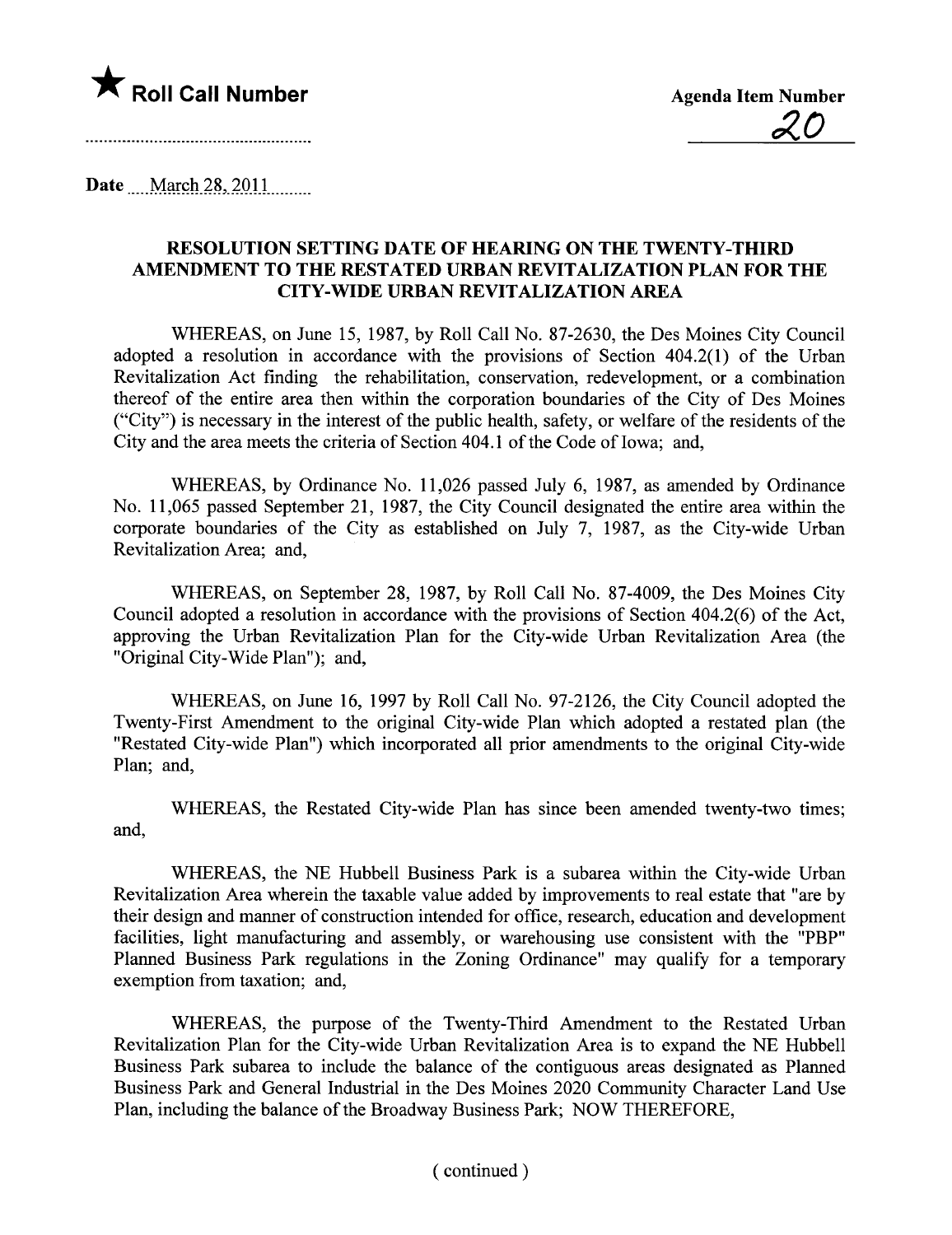★ **Roll Call Number**

**Agenda Item Number**

20

Date March 28, 2011

**RESOLUTION SETTING DATE OF HEARING ON THE TWENTY-THIRD AMENDMENT TO THE RESTATED URBAN REVITALIZATION PLAN FOR THE CITY-WIDE URBAN REVITALIZATION AREA**

WHEREAS, on June 15, 1987, by Roll Call No. 87-2630, the Des Moines City Council adopted a resolution in accordance with the provisions of Section 404.2(1) of the Urban Revitalization Act finding the rehabilitation, conservation, redevelopment, or a combination thereof of the entire area then within the corporation boundaries of the City of Des Moines ("City") is necessary in the interest of the public health, safety, or welfare of the residents of the City and the area meets the criteria of Section 404.1 of the Code of Iowa; and,

WHEREAS, by Ordinance No. 11,026 passed July 6, 1987, as amended by Ordinance No. 11,065 passed September 21, 1987, the City Council designated the entire area within the corporate boundaries of the City as established on July 7, 1987, as the City-wide Urban Revitalization Area; and,

WHEREAS, on September 28, 1987, by Roll Call No. 87-4009, the Des Moines City Council adopted a resolution in accordance with the provisions of Section 404.2(6) of the Act, approving the Urban Revitalization Plan for the City-wide Urban Revitalization Area (the "Original City-Wide Plan"); and,

WHEREAS, on June 16, 1997 by Roll Call No. 97-2126, the City Council adopted the Twenty-First Amendment to the original City-wide Plan which adopted a restated plan (the "Restated City-wide Plan") which incorporated all prior amendments to the original City-wide Plan; and,

WHEREAS, the Restated City-wide Plan has since been amended twenty-two times; and,

WHEREAS, the NE Hubbell Business Park is a subarea within the City-wide Urban Revitalization Area wherein the taxable value added by improvements to real estate that "are by their design and manner of construction intended for office, research, education and development facilities, light manufacturing and assembly, or warehousing use consistent with the "PBP" Planned Business Park regulations in the Zoning Ordinance" may qualify for a temporary exemption from taxation; and,

WHEREAS, the purpose of the Twenty-Third Amendment to the Restated Urban Revitalization Plan for the City-wide Urban Revitalization Area is to expand the NE Hubbell Business Park subarea to include the balance of the contiguous areas designated as Planned Business Park and General Industrial in the Des Moines 2020 Community Character Land Use Plan, including the balance of the Broadway Business Park; NOW THEREFORE,

( continued )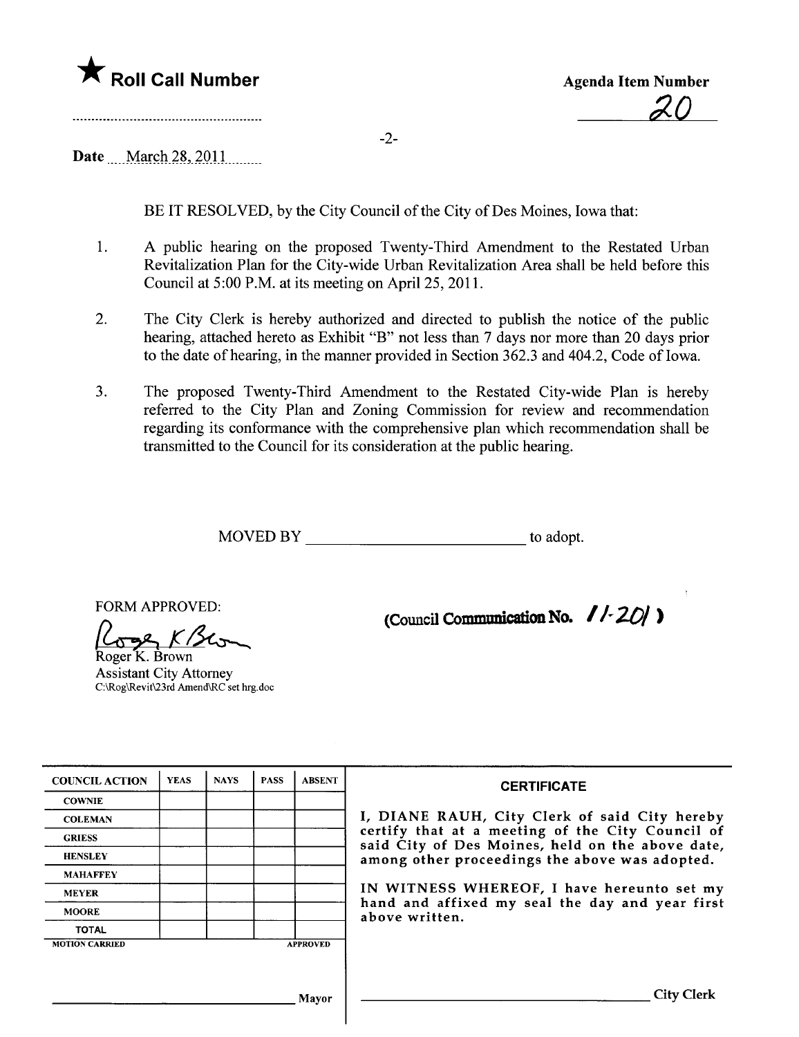★ **Roll Call Number**

..................................................

**Agenda Item Number**

20

Date March 28, 2011

BE IT RESOLVED, by the City Council of the City of Des Moines, Iowa that:

1. A public hearing on the proposed Twenty-Third Amendment to the Restated Urban Revitalization Plan for the City-wide Urban Revitalization Area shall be held before this Council at 5:00 P.M. at its meeting on April 25, 2011.

2. The City Clerk is hereby authorized and directed to publish the notice of the public hearing, attached hereto as Exhibit "B" not less than 7 days nor more than 20 days prior to the date of hearing, in the manner provided in Section 362.3 and 404.2, Code of Iowa.

3. The proposed Twenty-Third Amendment to the Restated City-wide Plan is hereby referred to the City Plan and Zoning Commission for review and recommendation regarding its conformance with the comprehensive plan which recommendation shall be transmitted to the Council for its consideration at the public hearing.

MOVED BY ____________________________ to adopt.

FORM APPROVED:

Roger K. Brown
Roger K. Brown
Assistant City Attorney
C:\Rog\Revit\23rd Amend\RC set hrg.doc

(Council Communication No. 11-201)

| COUNCIL ACTION | YEAS | NAYS | PASS | ABSENT |
|---|---|---|---|---|
| COWNIE | | | | |
| COLEMAN | | | | |
| GRIESS | | | | |
| HENSLEY | | | | |
| MAHAFFEY | | | | |
| MEYER | | | | |
| MOORE | | | | |
| TOTAL | | | | |
| MOTION CARRIED | | | | APPROVED |

______________________________ Mayor

**CERTIFICATE**

I, DIANE RAUH, City Clerk of said City hereby certify that at a meeting of the City Council of said City of Des Moines, held on the above date, among other proceedings the above was adopted.

IN WITNESS WHEREOF, I have hereunto set my hand and affixed my seal the day and year first above written.

______________________________ City Clerk